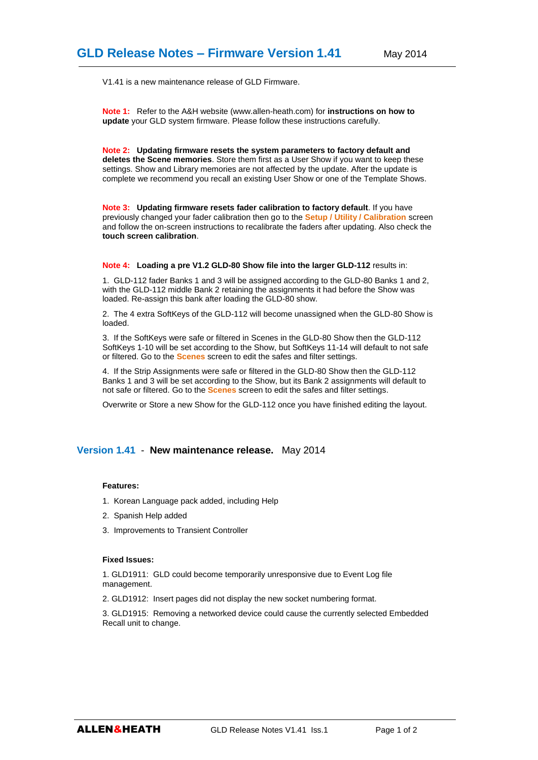# GLD Release Notes – Firmware Version 1.41

May 2014

V1.41 is a new maintenance release of GLD Firmware.

**Note 1:** Refer to the A&H website (www.allen-heath.com) for **instructions on how to update** your GLD system firmware. Please follow these instructions carefully.

**Note 2:** **Updating firmware resets the system parameters to factory default and deletes the Scene memories**. Store them first as a User Show if you want to keep these settings. Show and Library memories are not affected by the update. After the update is complete we recommend you recall an existing User Show or one of the Template Shows.

**Note 3:** **Updating firmware resets fader calibration to factory default**. If you have previously changed your fader calibration then go to the **Setup / Utility / Calibration** screen and follow the on-screen instructions to recalibrate the faders after updating. Also check the **touch screen calibration**.

**Note 4:** **Loading a pre V1.2 GLD-80 Show file into the larger GLD-112** results in:

1. GLD-112 fader Banks 1 and 3 will be assigned according to the GLD-80 Banks 1 and 2, with the GLD-112 middle Bank 2 retaining the assignments it had before the Show was loaded. Re-assign this bank after loading the GLD-80 show.

2. The 4 extra SoftKeys of the GLD-112 will become unassigned when the GLD-80 Show is loaded.

3. If the SoftKeys were safe or filtered in Scenes in the GLD-80 Show then the GLD-112 SoftKeys 1-10 will be set according to the Show, but SoftKeys 11-14 will default to not safe or filtered. Go to the **Scenes** screen to edit the safes and filter settings.

4. If the Strip Assignments were safe or filtered in the GLD-80 Show then the GLD-112 Banks 1 and 3 will be set according to the Show, but its Bank 2 assignments will default to not safe or filtered. Go to the **Scenes** screen to edit the safes and filter settings.

Overwrite or Store a new Show for the GLD-112 once you have finished editing the layout.

## Version 1.41 - New maintenance release. May 2014

**Features:**

1. Korean Language pack added, including Help
2. Spanish Help added
3. Improvements to Transient Controller

**Fixed Issues:**

1. GLD1911: GLD could become temporarily unresponsive due to Event Log file management.
2. GLD1912: Insert pages did not display the new socket numbering format.
3. GLD1915: Removing a networked device could cause the currently selected Embedded Recall unit to change.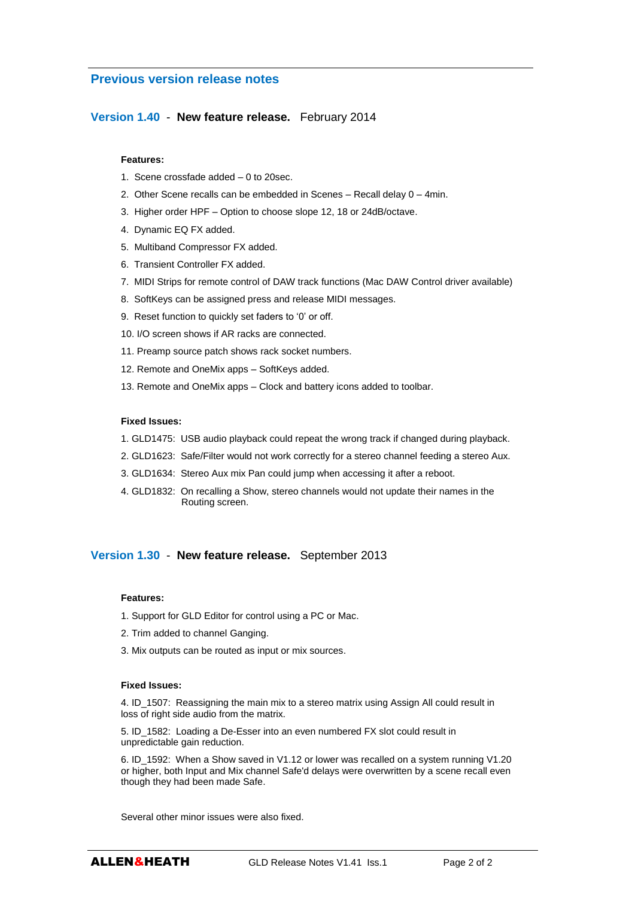## Previous version release notes

### Version 1.40 - **New feature release.** February 2014

**Features:**

1. Scene crossfade added – 0 to 20sec.
2. Other Scene recalls can be embedded in Scenes – Recall delay 0 – 4min.
3. Higher order HPF – Option to choose slope 12, 18 or 24dB/octave.
4. Dynamic EQ FX added.
5. Multiband Compressor FX added.
6. Transient Controller FX added.
7. MIDI Strips for remote control of DAW track functions (Mac DAW Control driver available)
8. SoftKeys can be assigned press and release MIDI messages.
9. Reset function to quickly set faders to '0' or off.
10. I/O screen shows if AR racks are connected.
11. Preamp source patch shows rack socket numbers.
12. Remote and OneMix apps – SoftKeys added.
13. Remote and OneMix apps – Clock and battery icons added to toolbar.

**Fixed Issues:**

1. GLD1475: USB audio playback could repeat the wrong track if changed during playback.
2. GLD1623: Safe/Filter would not work correctly for a stereo channel feeding a stereo Aux.
3. GLD1634: Stereo Aux mix Pan could jump when accessing it after a reboot.
4. GLD1832: On recalling a Show, stereo channels would not update their names in the Routing screen.

### Version 1.30 - **New feature release.** September 2013

**Features:**

1. Support for GLD Editor for control using a PC or Mac.
2. Trim added to channel Ganging.
3. Mix outputs can be routed as input or mix sources.

**Fixed Issues:**

4. ID_1507: Reassigning the main mix to a stereo matrix using Assign All could result in loss of right side audio from the matrix.

5. ID_1582: Loading a De-Esser into an even numbered FX slot could result in unpredictable gain reduction.

6. ID_1592: When a Show saved in V1.12 or lower was recalled on a system running V1.20 or higher, both Input and Mix channel Safe'd delays were overwritten by a scene recall even though they had been made Safe.

Several other minor issues were also fixed.